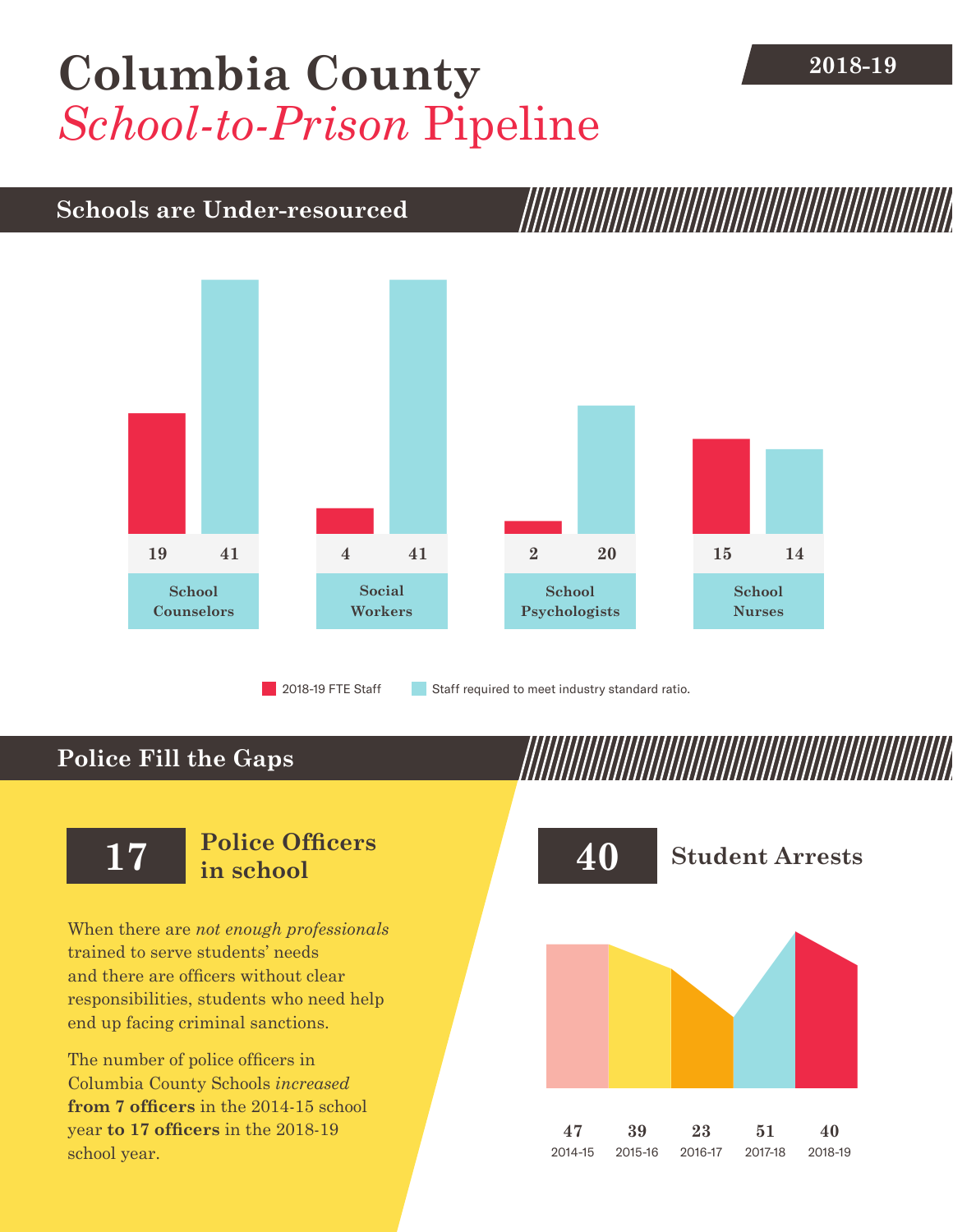# Columbia County *School-to-Prison* Pipeline

2018-19

## Schools are Under-resourced

19 41
School Counselors

4 41
Social Workers

2 20
School Psychologists

15 14
School Nurses

2018-19 FTE Staff
Staff required to meet industry standard ratio.

## Police Fill the Gaps

**17** **Police Officers in school**

When there are *not enough professionals* trained to serve students' needs and there are officers without clear responsibilities, students who need help end up facing criminal sanctions.

The number of police officers in Columbia County Schools *increased* **from 7 officers** in the 2014-15 school year **to 17 officers** in the 2018-19 school year.

**40** **Student Arrests**

47 2014-15
39 2015-16
23 2016-17
51 2017-18
40 2018-19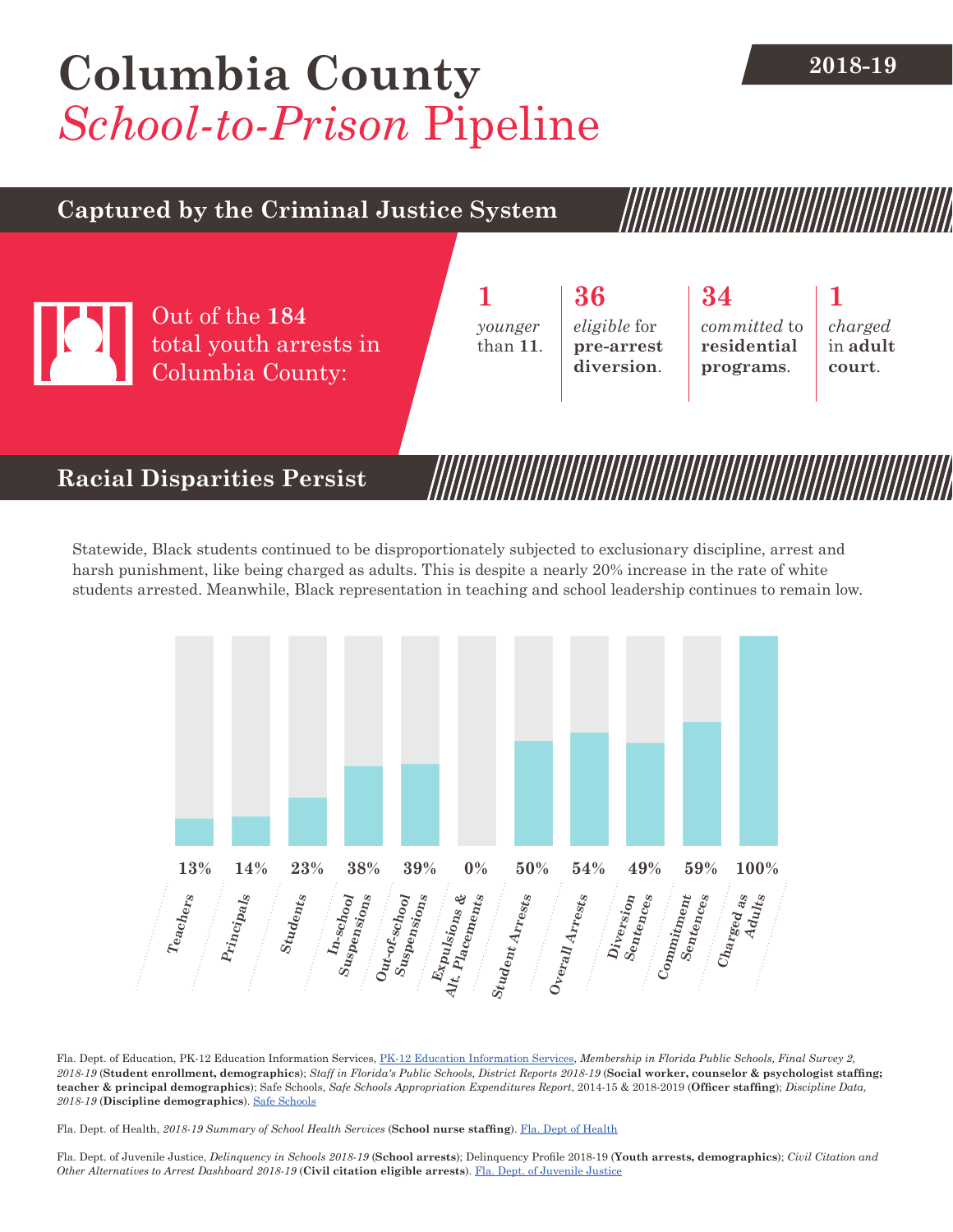# Columbia County *School-to-Prison* Pipeline

2018-19

## Captured by the Criminal Justice System

Out of the **184** total youth arrests in Columbia County:

**1** *younger* than **11**.

**36** *eligible* for **pre-arrest diversion**.

**34** *committed* to **residential programs**.

**1** *charged* in **adult court**.

## Racial Disparities Persist

Statewide, Black students continued to be disproportionately subjected to exclusionary discipline, arrest and harsh punishment, like being charged as adults. This is despite a nearly 20% increase in the rate of white students arrested. Meanwhile, Black representation in teaching and school leadership continues to remain low.

13% Teachers
14% Principals
23% Students
38% In-school Suspensions
39% Out-of-school Suspensions
0% Expulsions & Alt. Placements
50% Student Arrests
54% Overall Arrests
49% Diversion Sentences
59% Commitment Sentences
100% Charged as Adults

Fla. Dept. of Education, PK-12 Education Information Services, PK-12 Education Information Services, *Membership in Florida Public Schools, Final Survey 2, 2018-19* (**Student enrollment, demographics**); *Staff in Florida's Public Schools, District Reports 2018-19* (**Social worker, counselor & psychologist staffing; teacher & principal demographics**); Safe Schools, *Safe Schools Appropriation Expenditures Report*, 2014-15 & 2018-2019 (**Officer staffing**); *Discipline Data, 2018-19* (**Discipline demographics**). Safe Schools

Fla. Dept. of Health, *2018-19 Summary of School Health Services* (**School nurse staffing**). Fla. Dept of Health

Fla. Dept. of Juvenile Justice, *Delinquency in Schools 2018-19* (**School arrests**); Delinquency Profile 2018-19 (**Youth arrests, demographics**); *Civil Citation and Other Alternatives to Arrest Dashboard 2018-19* (**Civil citation eligible arrests**). Fla. Dept. of Juvenile Justice